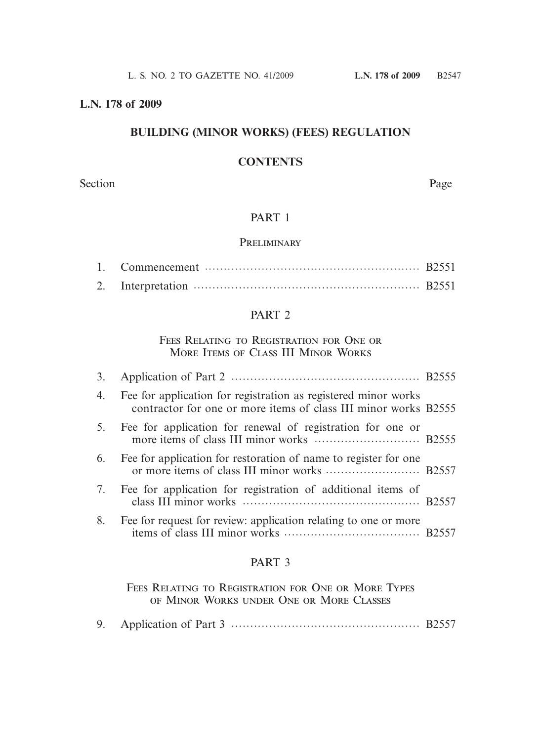**L.N. 178 of 2009**

## BUILDING (MINOR WORKS) (FEES) REGULATION

### CONTENTS

Section Page

PART 1

PRELIMINARY

1. Commencement ........................................................ B2551
2. Interpretation ........................................................... B2551

PART 2

FEES RELATING TO REGISTRATION FOR ONE OR MORE ITEMS OF CLASS III MINOR WORKS

3. Application of Part 2 ................................................. B2555
4. Fee for application for registration as registered minor works contractor for one or more items of class III minor works B2555
5. Fee for application for renewal of registration for one or more items of class III minor works ............................ B2555
6. Fee for application for restoration of name to register for one or more items of class III minor works ......................... B2557
7. Fee for application for registration of additional items of class III minor works .............................................. B2557
8. Fee for request for review: application relating to one or more items of class III minor works .................................... B2557

PART 3

FEES RELATING TO REGISTRATION FOR ONE OR MORE TYPES OF MINOR WORKS UNDER ONE OR MORE CLASSES

9. Application of Part 3 ................................................. B2557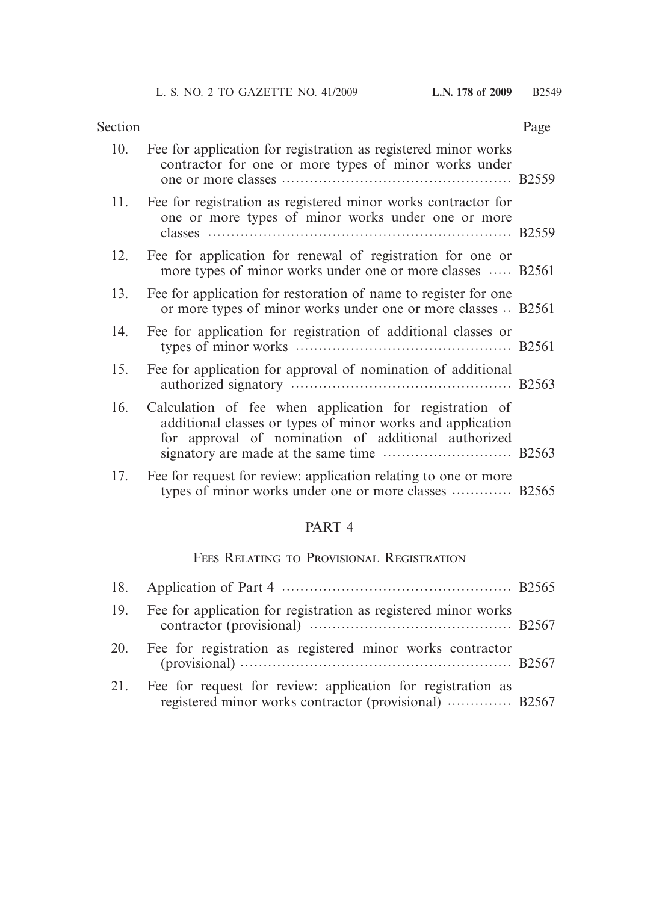| Section | | Page |
|---|---|---|
| 10. | Fee for application for registration as registered minor works contractor for one or more types of minor works under one or more classes | B2559 |
| 11. | Fee for registration as registered minor works contractor for one or more types of minor works under one or more classes | B2559 |
| 12. | Fee for application for renewal of registration for one or more types of minor works under one or more classes | B2561 |
| 13. | Fee for application for restoration of name to register for one or more types of minor works under one or more classes | B2561 |
| 14. | Fee for application for registration of additional classes or types of minor works | B2561 |
| 15. | Fee for application for approval of nomination of additional authorized signatory | B2563 |
| 16. | Calculation of fee when application for registration of additional classes or types of minor works and application for approval of nomination of additional authorized signatory are made at the same time | B2563 |
| 17. | Fee for request for review: application relating to one or more types of minor works under one or more classes | B2565 |

## PART 4

### Fees Relating to Provisional Registration

| Section | | Page |
|---|---|---|
| 18. | Application of Part 4 | B2565 |
| 19. | Fee for application for registration as registered minor works contractor (provisional) | B2567 |
| 20. | Fee for registration as registered minor works contractor (provisional) | B2567 |
| 21. | Fee for request for review: application for registration as registered minor works contractor (provisional) | B2567 |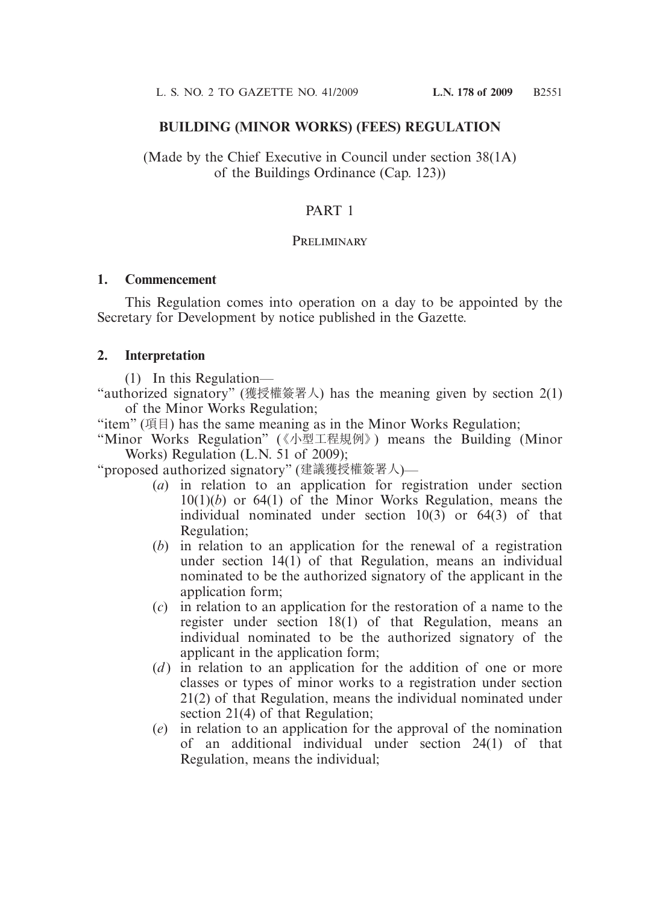# BUILDING (MINOR WORKS) (FEES) REGULATION

(Made by the Chief Executive in Council under section 38(1A) of the Buildings Ordinance (Cap. 123))

## PART 1

### PRELIMINARY

**1. Commencement**

This Regulation comes into operation on a day to be appointed by the Secretary for Development by notice published in the Gazette.

**2. Interpretation**

(1) In this Regulation—

"authorized signatory" (獲授權簽署人) has the meaning given by section 2(1) of the Minor Works Regulation;

"item" (項目) has the same meaning as in the Minor Works Regulation;

"Minor Works Regulation" (《小型工程規例》) means the Building (Minor Works) Regulation (L.N. 51 of 2009);

"proposed authorized signatory" (建議獲授權簽署人)—

(*a*) in relation to an application for registration under section 10(1)(*b*) or 64(1) of the Minor Works Regulation, means the individual nominated under section 10(3) or 64(3) of that Regulation;

(*b*) in relation to an application for the renewal of a registration under section 14(1) of that Regulation, means an individual nominated to be the authorized signatory of the applicant in the application form;

(*c*) in relation to an application for the restoration of a name to the register under section 18(1) of that Regulation, means an individual nominated to be the authorized signatory of the applicant in the application form;

(*d*) in relation to an application for the addition of one or more classes or types of minor works to a registration under section 21(2) of that Regulation, means the individual nominated under section 21(4) of that Regulation;

(*e*) in relation to an application for the approval of the nomination of an additional individual under section 24(1) of that Regulation, means the individual;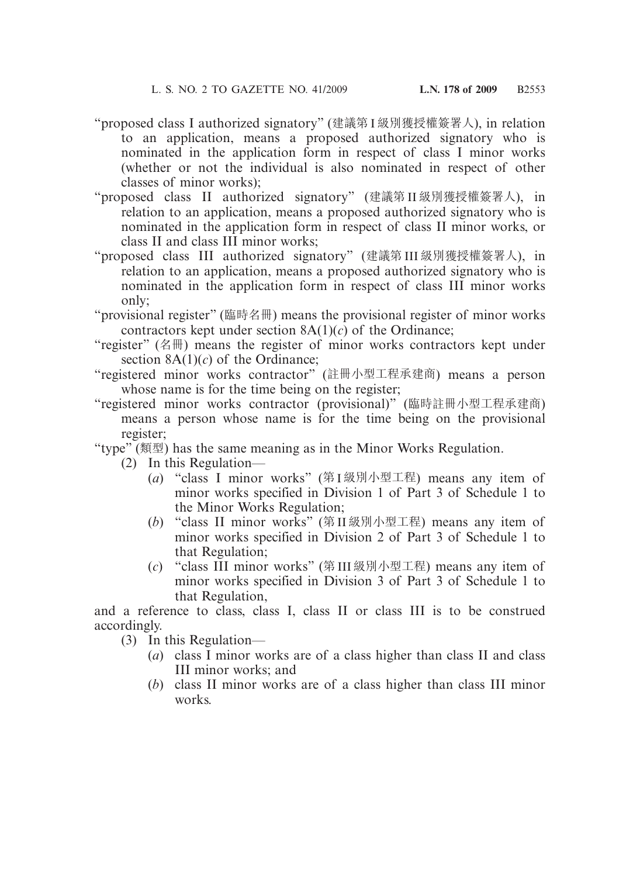"proposed class I authorized signatory" (建議第I級別獲授權簽署人), in relation to an application, means a proposed authorized signatory who is nominated in the application form in respect of class I minor works (whether or not the individual is also nominated in respect of other classes of minor works);

"proposed class II authorized signatory" (建議第II級別獲授權簽署人), in relation to an application, means a proposed authorized signatory who is nominated in the application form in respect of class II minor works, or class II and class III minor works;

"proposed class III authorized signatory" (建議第III級別獲授權簽署人), in relation to an application, means a proposed authorized signatory who is nominated in the application form in respect of class III minor works only;

"provisional register" (臨時名冊) means the provisional register of minor works contractors kept under section 8A(1)(*c*) of the Ordinance;

"register" (名冊) means the register of minor works contractors kept under section 8A(1)(*c*) of the Ordinance;

"registered minor works contractor" (註冊小型工程承建商) means a person whose name is for the time being on the register;

"registered minor works contractor (provisional)" (臨時註冊小型工程承建商) means a person whose name is for the time being on the provisional register;

"type" (類型) has the same meaning as in the Minor Works Regulation.

(2) In this Regulation—

(*a*) "class I minor works" (第I級別小型工程) means any item of minor works specified in Division 1 of Part 3 of Schedule 1 to the Minor Works Regulation;

(*b*) "class II minor works" (第II級別小型工程) means any item of minor works specified in Division 2 of Part 3 of Schedule 1 to that Regulation;

(*c*) "class III minor works" (第III級別小型工程) means any item of minor works specified in Division 3 of Part 3 of Schedule 1 to that Regulation,

and a reference to class, class I, class II or class III is to be construed accordingly.

(3) In this Regulation—

(*a*) class I minor works are of a class higher than class II and class III minor works; and

(*b*) class II minor works are of a class higher than class III minor works.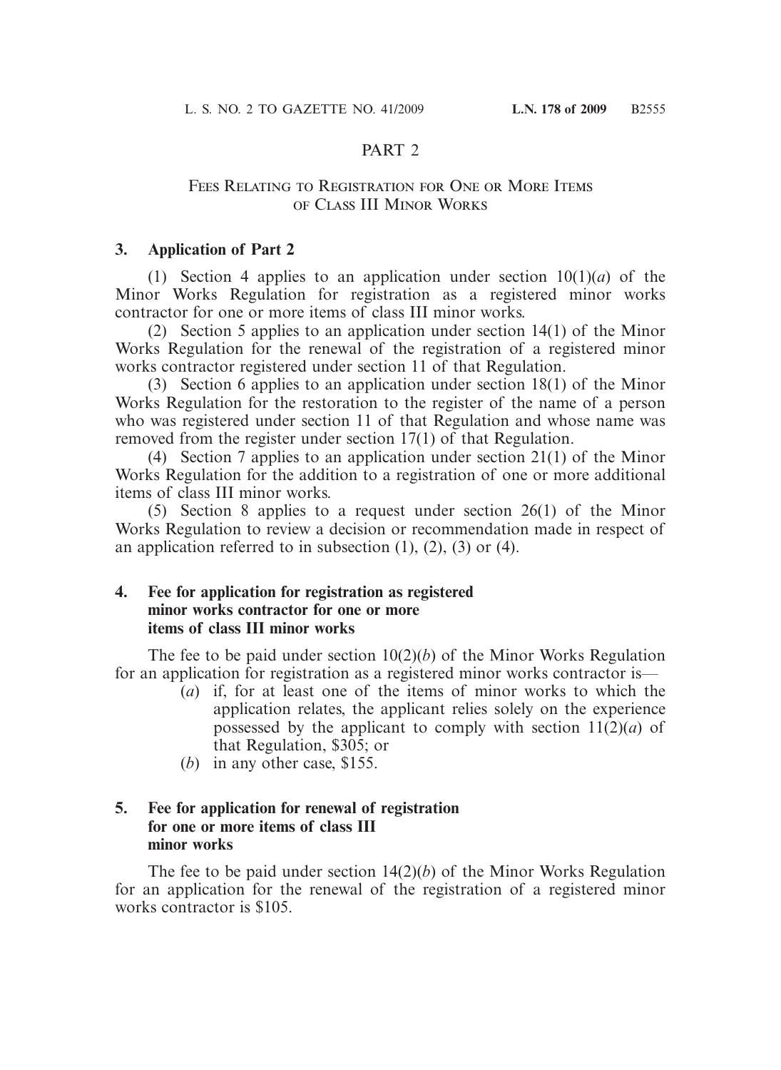## PART 2

### Fees Relating to Registration for One or More Items of Class III Minor Works

**3. Application of Part 2**

(1) Section 4 applies to an application under section 10(1)(*a*) of the Minor Works Regulation for registration as a registered minor works contractor for one or more items of class III minor works.

(2) Section 5 applies to an application under section 14(1) of the Minor Works Regulation for the renewal of the registration of a registered minor works contractor registered under section 11 of that Regulation.

(3) Section 6 applies to an application under section 18(1) of the Minor Works Regulation for the restoration to the register of the name of a person who was registered under section 11 of that Regulation and whose name was removed from the register under section 17(1) of that Regulation.

(4) Section 7 applies to an application under section 21(1) of the Minor Works Regulation for the addition to a registration of one or more additional items of class III minor works.

(5) Section 8 applies to a request under section 26(1) of the Minor Works Regulation to review a decision or recommendation made in respect of an application referred to in subsection (1), (2), (3) or (4).

**4. Fee for application for registration as registered minor works contractor for one or more items of class III minor works**

The fee to be paid under section 10(2)(*b*) of the Minor Works Regulation for an application for registration as a registered minor works contractor is—

(*a*) if, for at least one of the items of minor works to which the application relates, the applicant relies solely on the experience possessed by the applicant to comply with section 11(2)(*a*) of that Regulation, $305; or

(*b*) in any other case, $155.

**5. Fee for application for renewal of registration for one or more items of class III minor works**

The fee to be paid under section 14(2)(*b*) of the Minor Works Regulation for an application for the renewal of the registration of a registered minor works contractor is $105.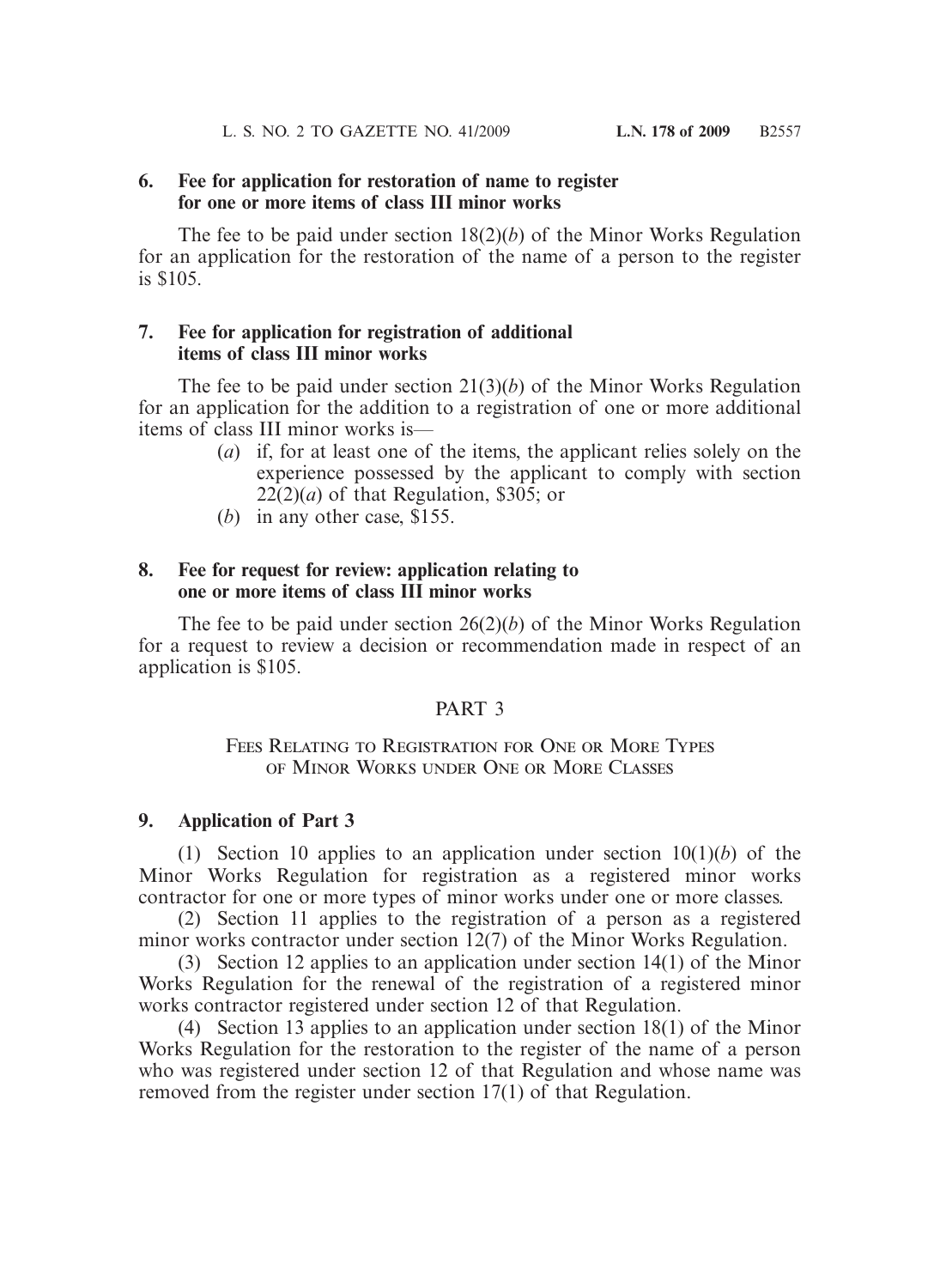**6. Fee for application for restoration of name to register for one or more items of class III minor works**

The fee to be paid under section 18(2)(*b*) of the Minor Works Regulation for an application for the restoration of the name of a person to the register is $105.

**7. Fee for application for registration of additional items of class III minor works**

The fee to be paid under section 21(3)(*b*) of the Minor Works Regulation for an application for the addition to a registration of one or more additional items of class III minor works is—

- (*a*) if, for at least one of the items, the applicant relies solely on the experience possessed by the applicant to comply with section 22(2)(*a*) of that Regulation, $305; or
- (*b*) in any other case, $155.

**8. Fee for request for review: application relating to one or more items of class III minor works**

The fee to be paid under section 26(2)(*b*) of the Minor Works Regulation for a request to review a decision or recommendation made in respect of an application is $105.

## PART 3

### Fees Relating to Registration for One or More Types of Minor Works under One or More Classes

**9. Application of Part 3**

(1) Section 10 applies to an application under section 10(1)(*b*) of the Minor Works Regulation for registration as a registered minor works contractor for one or more types of minor works under one or more classes.

(2) Section 11 applies to the registration of a person as a registered minor works contractor under section 12(7) of the Minor Works Regulation.

(3) Section 12 applies to an application under section 14(1) of the Minor Works Regulation for the renewal of the registration of a registered minor works contractor registered under section 12 of that Regulation.

(4) Section 13 applies to an application under section 18(1) of the Minor Works Regulation for the restoration to the register of the name of a person who was registered under section 12 of that Regulation and whose name was removed from the register under section 17(1) of that Regulation.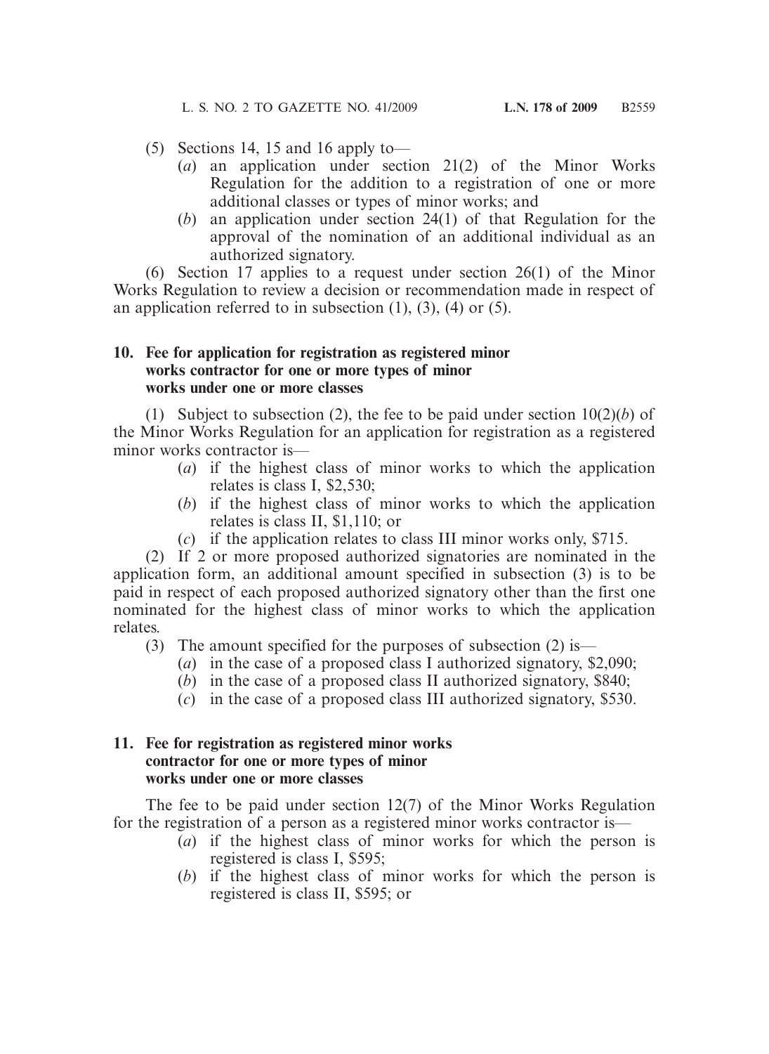(5) Sections 14, 15 and 16 apply to—

- (*a*) an application under section 21(2) of the Minor Works Regulation for the addition to a registration of one or more additional classes or types of minor works; and
- (*b*) an application under section 24(1) of that Regulation for the approval of the nomination of an additional individual as an authorized signatory.

(6) Section 17 applies to a request under section 26(1) of the Minor Works Regulation to review a decision or recommendation made in respect of an application referred to in subsection (1), (3), (4) or (5).

**10. Fee for application for registration as registered minor works contractor for one or more types of minor works under one or more classes**

(1) Subject to subsection (2), the fee to be paid under section 10(2)(*b*) of the Minor Works Regulation for an application for registration as a registered minor works contractor is—

- (*a*) if the highest class of minor works to which the application relates is class I, $2,530;
- (*b*) if the highest class of minor works to which the application relates is class II, $1,110; or
- (*c*) if the application relates to class III minor works only, $715.

(2) If 2 or more proposed authorized signatories are nominated in the application form, an additional amount specified in subsection (3) is to be paid in respect of each proposed authorized signatory other than the first one nominated for the highest class of minor works to which the application relates.

(3) The amount specified for the purposes of subsection (2) is—

- (*a*) in the case of a proposed class I authorized signatory, $2,090;
- (*b*) in the case of a proposed class II authorized signatory, $840;
- (*c*) in the case of a proposed class III authorized signatory, $530.

**11. Fee for registration as registered minor works contractor for one or more types of minor works under one or more classes**

The fee to be paid under section 12(7) of the Minor Works Regulation for the registration of a person as a registered minor works contractor is—

- (*a*) if the highest class of minor works for which the person is registered is class I, $595;
- (*b*) if the highest class of minor works for which the person is registered is class II, $595; or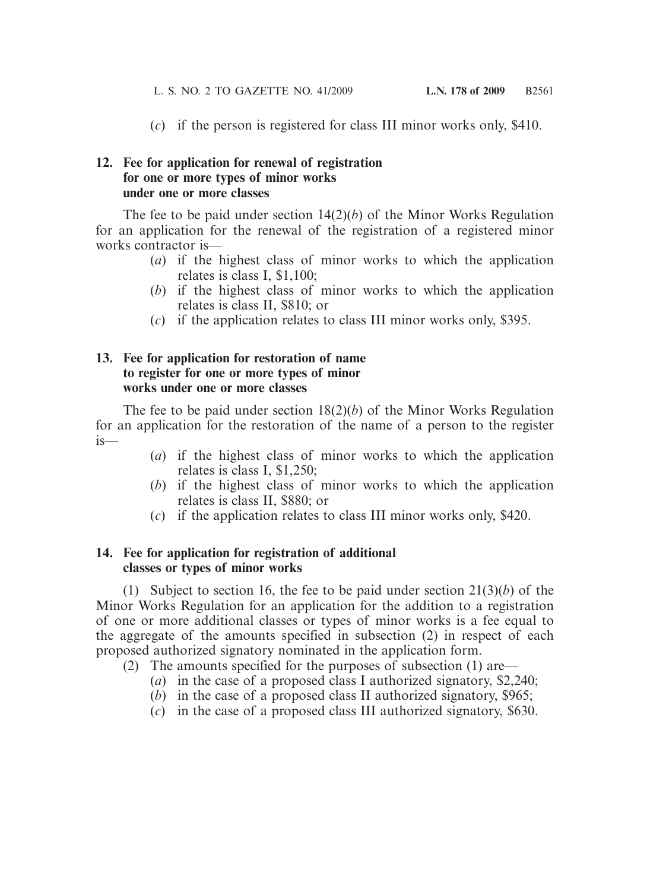(*c*) if the person is registered for class III minor works only, $410.

**12. Fee for application for renewal of registration for one or more types of minor works under one or more classes**

The fee to be paid under section 14(2)(*b*) of the Minor Works Regulation for an application for the renewal of the registration of a registered minor works contractor is—

(*a*) if the highest class of minor works to which the application relates is class I, $1,100;

(*b*) if the highest class of minor works to which the application relates is class II, $810; or

(*c*) if the application relates to class III minor works only, $395.

**13. Fee for application for restoration of name to register for one or more types of minor works under one or more classes**

The fee to be paid under section 18(2)(*b*) of the Minor Works Regulation for an application for the restoration of the name of a person to the register is—

(*a*) if the highest class of minor works to which the application relates is class I, $1,250;

(*b*) if the highest class of minor works to which the application relates is class II, $880; or

(*c*) if the application relates to class III minor works only, $420.

**14. Fee for application for registration of additional classes or types of minor works**

(1) Subject to section 16, the fee to be paid under section 21(3)(*b*) of the Minor Works Regulation for an application for the addition to a registration of one or more additional classes or types of minor works is a fee equal to the aggregate of the amounts specified in subsection (2) in respect of each proposed authorized signatory nominated in the application form.

(2) The amounts specified for the purposes of subsection (1) are—

(*a*) in the case of a proposed class I authorized signatory, $2,240;

(*b*) in the case of a proposed class II authorized signatory, $965;

(*c*) in the case of a proposed class III authorized signatory, $630.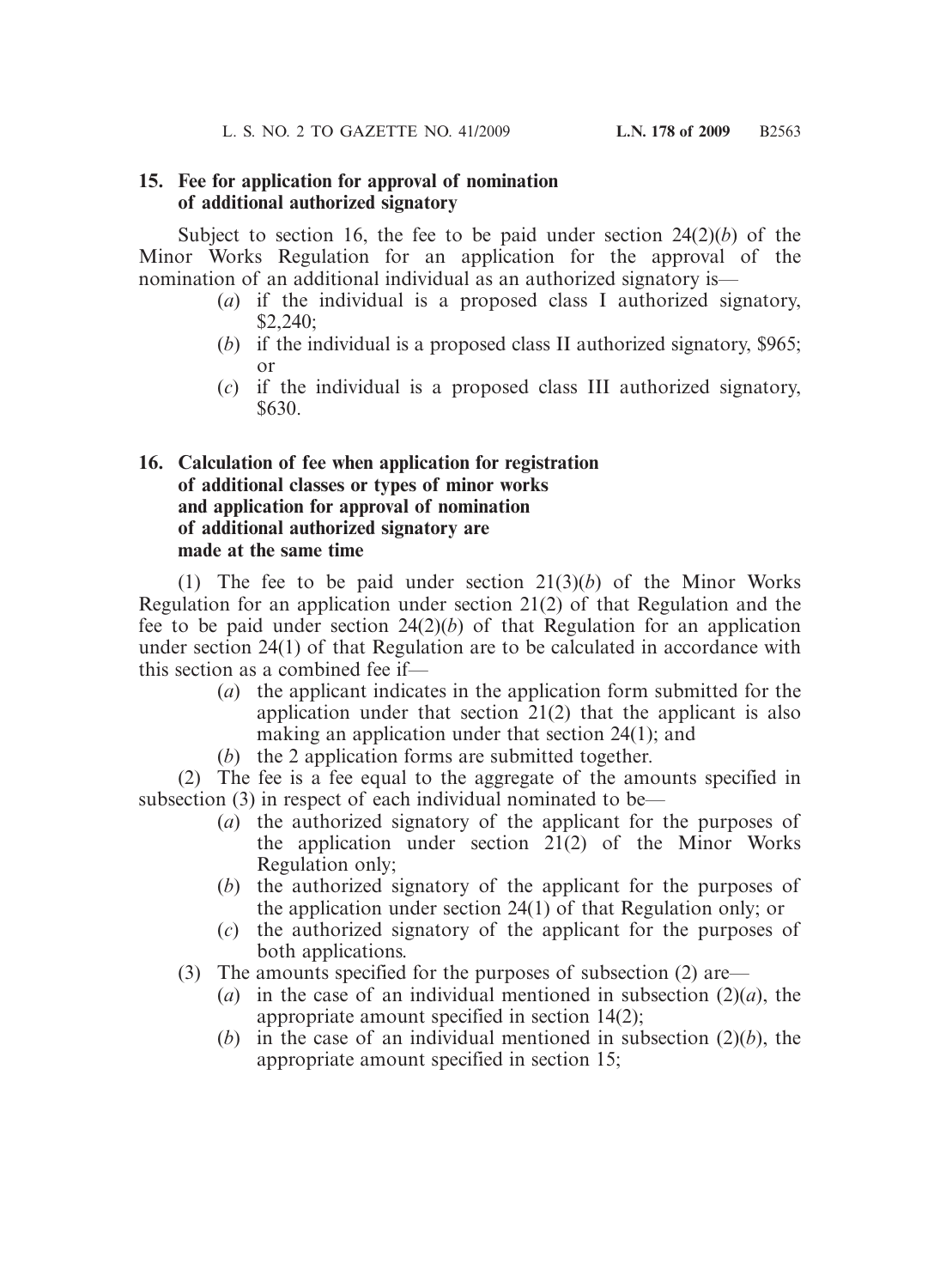**15. Fee for application for approval of nomination of additional authorized signatory**

Subject to section 16, the fee to be paid under section 24(2)(*b*) of the Minor Works Regulation for an application for the approval of the nomination of an additional individual as an authorized signatory is—

(*a*) if the individual is a proposed class I authorized signatory, $2,240;

(*b*) if the individual is a proposed class II authorized signatory, $965; or

(*c*) if the individual is a proposed class III authorized signatory, $630.

**16. Calculation of fee when application for registration of additional classes or types of minor works and application for approval of nomination of additional authorized signatory are made at the same time**

(1) The fee to be paid under section 21(3)(*b*) of the Minor Works Regulation for an application under section 21(2) of that Regulation and the fee to be paid under section 24(2)(*b*) of that Regulation for an application under section 24(1) of that Regulation are to be calculated in accordance with this section as a combined fee if—

(*a*) the applicant indicates in the application form submitted for the application under that section 21(2) that the applicant is also making an application under that section 24(1); and

(*b*) the 2 application forms are submitted together.

(2) The fee is a fee equal to the aggregate of the amounts specified in subsection (3) in respect of each individual nominated to be—

(*a*) the authorized signatory of the applicant for the purposes of the application under section 21(2) of the Minor Works Regulation only;

(*b*) the authorized signatory of the applicant for the purposes of the application under section 24(1) of that Regulation only; or

(*c*) the authorized signatory of the applicant for the purposes of both applications.

(3) The amounts specified for the purposes of subsection (2) are—

(*a*) in the case of an individual mentioned in subsection (2)(*a*), the appropriate amount specified in section 14(2);

(*b*) in the case of an individual mentioned in subsection (2)(*b*), the appropriate amount specified in section 15;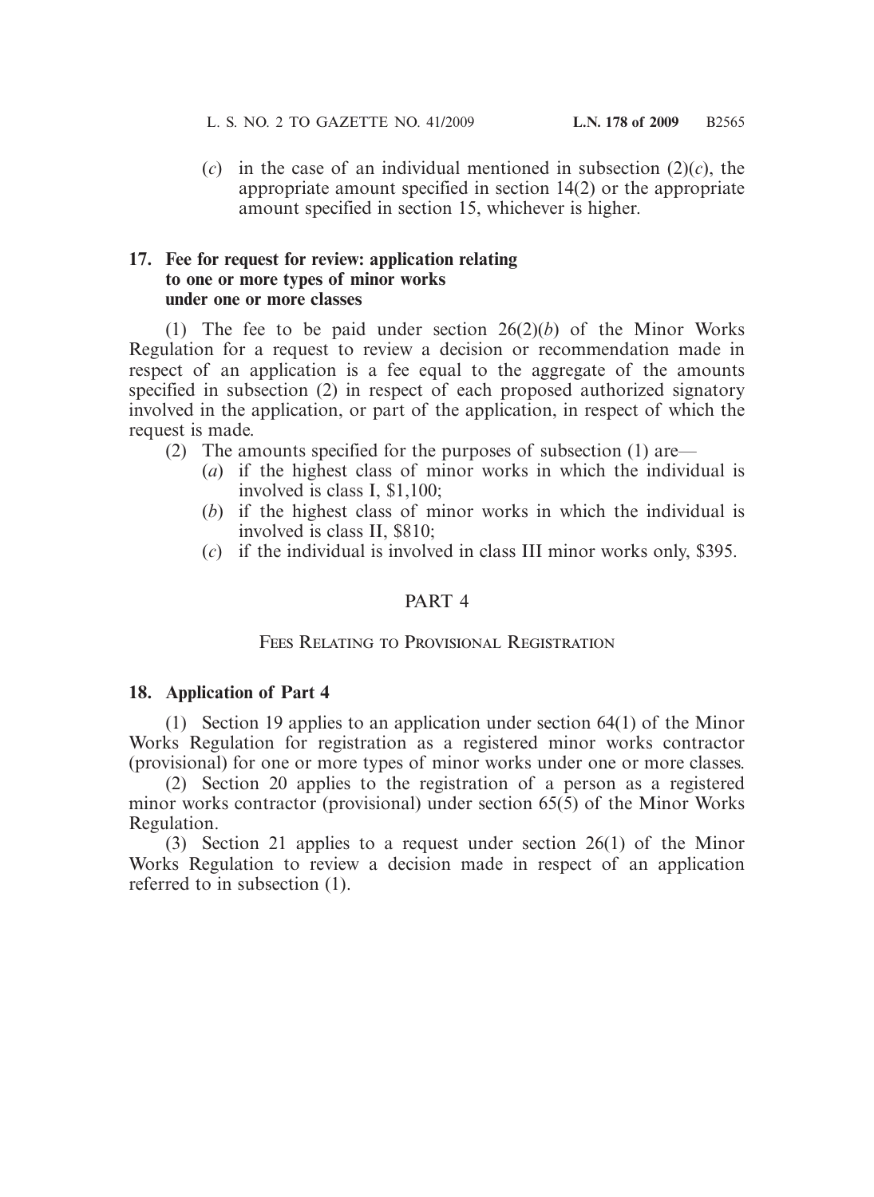(*c*) in the case of an individual mentioned in subsection (2)(*c*), the appropriate amount specified in section 14(2) or the appropriate amount specified in section 15, whichever is higher.

**17. Fee for request for review: application relating to one or more types of minor works under one or more classes**

(1) The fee to be paid under section 26(2)(*b*) of the Minor Works Regulation for a request to review a decision or recommendation made in respect of an application is a fee equal to the aggregate of the amounts specified in subsection (2) in respect of each proposed authorized signatory involved in the application, or part of the application, in respect of which the request is made.

(2) The amounts specified for the purposes of subsection (1) are—

(*a*) if the highest class of minor works in which the individual is involved is class I, $1,100;

(*b*) if the highest class of minor works in which the individual is involved is class II, $810;

(*c*) if the individual is involved in class III minor works only, $395.

## PART 4

### Fees Relating to Provisional Registration

**18. Application of Part 4**

(1) Section 19 applies to an application under section 64(1) of the Minor Works Regulation for registration as a registered minor works contractor (provisional) for one or more types of minor works under one or more classes.

(2) Section 20 applies to the registration of a person as a registered minor works contractor (provisional) under section 65(5) of the Minor Works Regulation.

(3) Section 21 applies to a request under section 26(1) of the Minor Works Regulation to review a decision made in respect of an application referred to in subsection (1).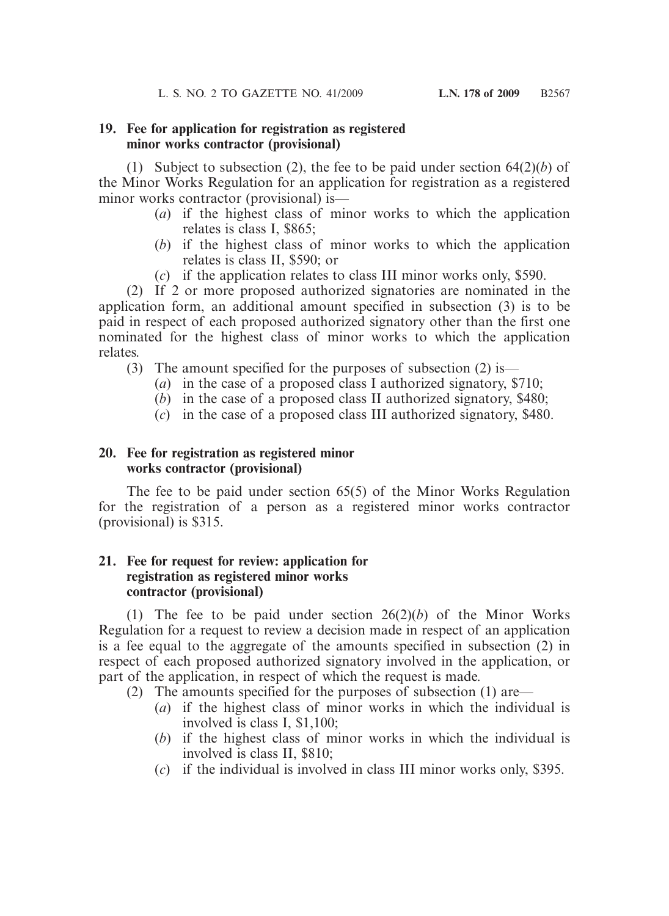**19. Fee for application for registration as registered minor works contractor (provisional)**

(1) Subject to subsection (2), the fee to be paid under section 64(2)(*b*) of the Minor Works Regulation for an application for registration as a registered minor works contractor (provisional) is—

- (*a*) if the highest class of minor works to which the application relates is class I, $865;
- (*b*) if the highest class of minor works to which the application relates is class II, $590; or
- (*c*) if the application relates to class III minor works only, $590.

(2) If 2 or more proposed authorized signatories are nominated in the application form, an additional amount specified in subsection (3) is to be paid in respect of each proposed authorized signatory other than the first one nominated for the highest class of minor works to which the application relates.

(3) The amount specified for the purposes of subsection (2) is—

- (*a*) in the case of a proposed class I authorized signatory, $710;
- (*b*) in the case of a proposed class II authorized signatory, $480;
- (*c*) in the case of a proposed class III authorized signatory, $480.

**20. Fee for registration as registered minor works contractor (provisional)**

The fee to be paid under section 65(5) of the Minor Works Regulation for the registration of a person as a registered minor works contractor (provisional) is $315.

**21. Fee for request for review: application for registration as registered minor works contractor (provisional)**

(1) The fee to be paid under section 26(2)(*b*) of the Minor Works Regulation for a request to review a decision made in respect of an application is a fee equal to the aggregate of the amounts specified in subsection (2) in respect of each proposed authorized signatory involved in the application, or part of the application, in respect of which the request is made.

(2) The amounts specified for the purposes of subsection (1) are—

- (*a*) if the highest class of minor works in which the individual is involved is class I, $1,100;
- (*b*) if the highest class of minor works in which the individual is involved is class II, $810;
- (*c*) if the individual is involved in class III minor works only, $395.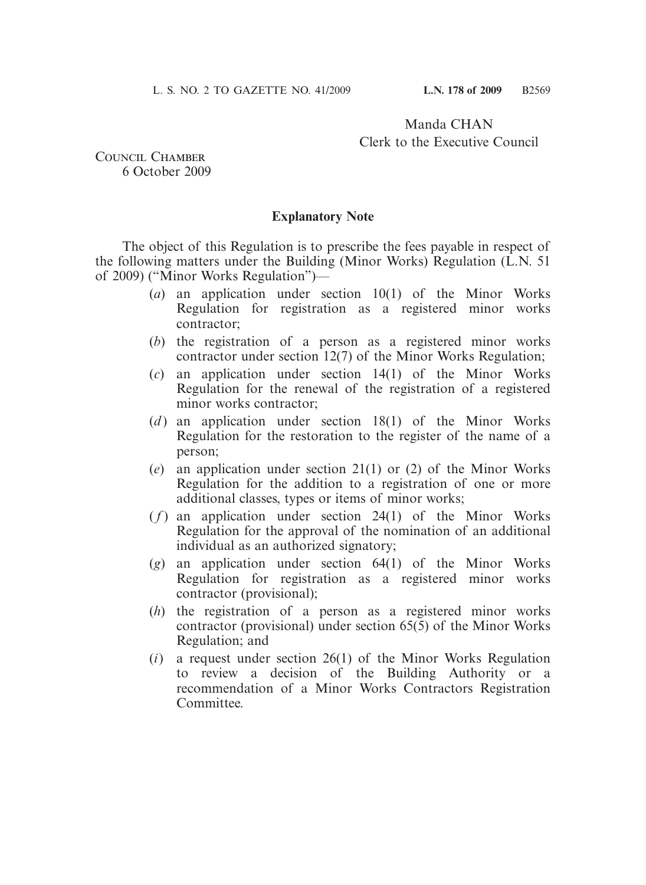Manda CHAN
Clerk to the Executive Council

COUNCIL CHAMBER
6 October 2009

## Explanatory Note

The object of this Regulation is to prescribe the fees payable in respect of the following matters under the Building (Minor Works) Regulation (L.N. 51 of 2009) ("Minor Works Regulation")—

(*a*) an application under section 10(1) of the Minor Works Regulation for registration as a registered minor works contractor;

(*b*) the registration of a person as a registered minor works contractor under section 12(7) of the Minor Works Regulation;

(*c*) an application under section 14(1) of the Minor Works Regulation for the renewal of the registration of a registered minor works contractor;

(*d*) an application under section 18(1) of the Minor Works Regulation for the restoration to the register of the name of a person;

(*e*) an application under section 21(1) or (2) of the Minor Works Regulation for the addition to a registration of one or more additional classes, types or items of minor works;

(*f*) an application under section 24(1) of the Minor Works Regulation for the approval of the nomination of an additional individual as an authorized signatory;

(*g*) an application under section 64(1) of the Minor Works Regulation for registration as a registered minor works contractor (provisional);

(*h*) the registration of a person as a registered minor works contractor (provisional) under section 65(5) of the Minor Works Regulation; and

(*i*) a request under section 26(1) of the Minor Works Regulation to review a decision of the Building Authority or a recommendation of a Minor Works Contractors Registration Committee.